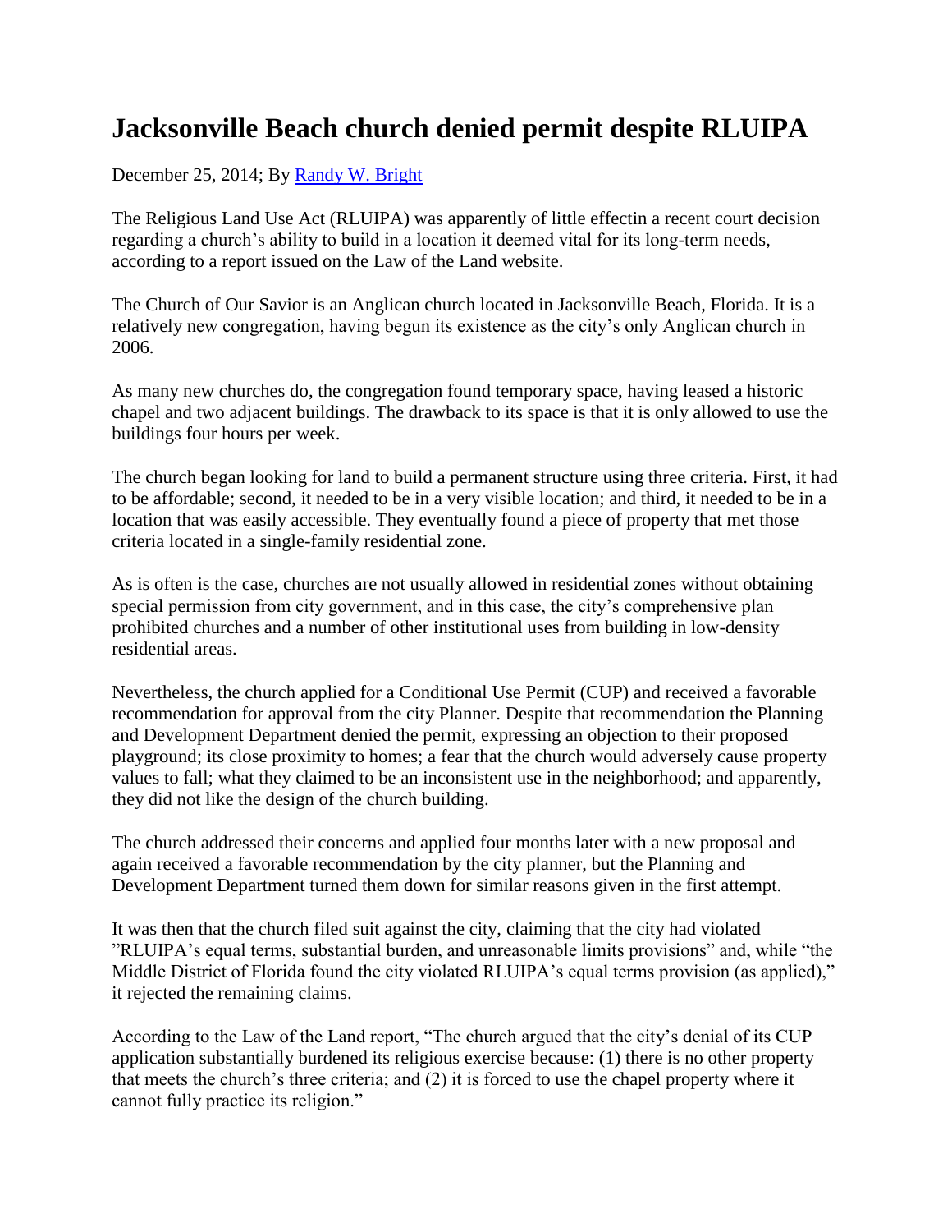# Jacksonville Beach church denied permit despite RLUIPA

December 25, 2014; By [Randy W. Bright]

The Religious Land Use Act (RLUIPA) was apparently of little effectin a recent court decision regarding a church's ability to build in a location it deemed vital for its long-term needs, according to a report issued on the Law of the Land website.

The Church of Our Savior is an Anglican church located in Jacksonville Beach, Florida. It is a relatively new congregation, having begun its existence as the city's only Anglican church in 2006.

As many new churches do, the congregation found temporary space, having leased a historic chapel and two adjacent buildings. The drawback to its space is that it is only allowed to use the buildings four hours per week.

The church began looking for land to build a permanent structure using three criteria. First, it had to be affordable; second, it needed to be in a very visible location; and third, it needed to be in a location that was easily accessible. They eventually found a piece of property that met those criteria located in a single-family residential zone.

As is often is the case, churches are not usually allowed in residential zones without obtaining special permission from city government, and in this case, the city's comprehensive plan prohibited churches and a number of other institutional uses from building in low-density residential areas.

Nevertheless, the church applied for a Conditional Use Permit (CUP) and received a favorable recommendation for approval from the city Planner. Despite that recommendation the Planning and Development Department denied the permit, expressing an objection to their proposed playground; its close proximity to homes; a fear that the church would adversely cause property values to fall; what they claimed to be an inconsistent use in the neighborhood; and apparently, they did not like the design of the church building.

The church addressed their concerns and applied four months later with a new proposal and again received a favorable recommendation by the city planner, but the Planning and Development Department turned them down for similar reasons given in the first attempt.

It was then that the church filed suit against the city, claiming that the city had violated "RLUIPA's equal terms, substantial burden, and unreasonable limits provisions" and, while "the Middle District of Florida found the city violated RLUIPA's equal terms provision (as applied)," it rejected the remaining claims.

According to the Law of the Land report, "The church argued that the city's denial of its CUP application substantially burdened its religious exercise because: (1) there is no other property that meets the church's three criteria; and (2) it is forced to use the chapel property where it cannot fully practice its religion."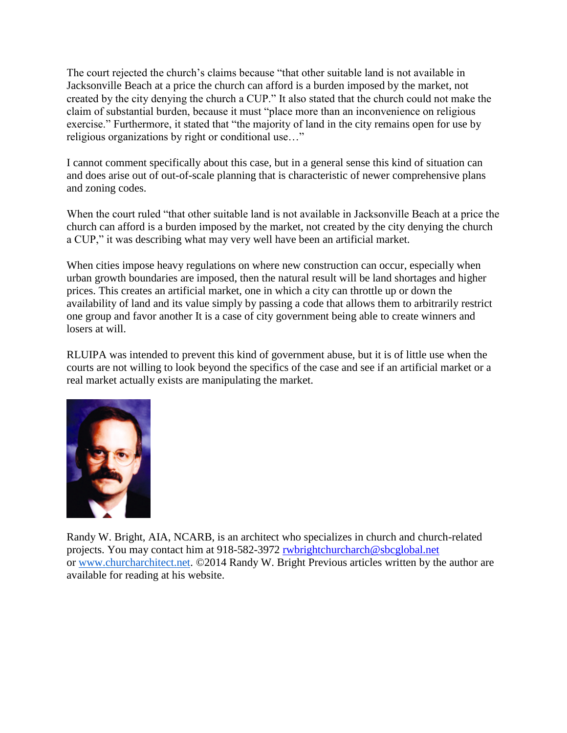The court rejected the church's claims because "that other suitable land is not available in Jacksonville Beach at a price the church can afford is a burden imposed by the market, not created by the city denying the church a CUP." It also stated that the church could not make the claim of substantial burden, because it must "place more than an inconvenience on religious exercise." Furthermore, it stated that "the majority of land in the city remains open for use by religious organizations by right or conditional use…"

I cannot comment specifically about this case, but in a general sense this kind of situation can and does arise out of out-of-scale planning that is characteristic of newer comprehensive plans and zoning codes.

When the court ruled "that other suitable land is not available in Jacksonville Beach at a price the church can afford is a burden imposed by the market, not created by the city denying the church a CUP," it was describing what may very well have been an artificial market.

When cities impose heavy regulations on where new construction can occur, especially when urban growth boundaries are imposed, then the natural result will be land shortages and higher prices. This creates an artificial market, one in which a city can throttle up or down the availability of land and its value simply by passing a code that allows them to arbitrarily restrict one group and favor another It is a case of city government being able to create winners and losers at will.

RLUIPA was intended to prevent this kind of government abuse, but it is of little use when the courts are not willing to look beyond the specifics of the case and see if an artificial market or a real market actually exists are manipulating the market.

Randy W. Bright, AIA, NCARB, is an architect who specializes in church and church-related projects. You may contact him at 918-582-3972 rwbrightchurcharch@sbcglobal.net or www.churcharchitect.net. ©2014 Randy W. Bright Previous articles written by the author are available for reading at his website.